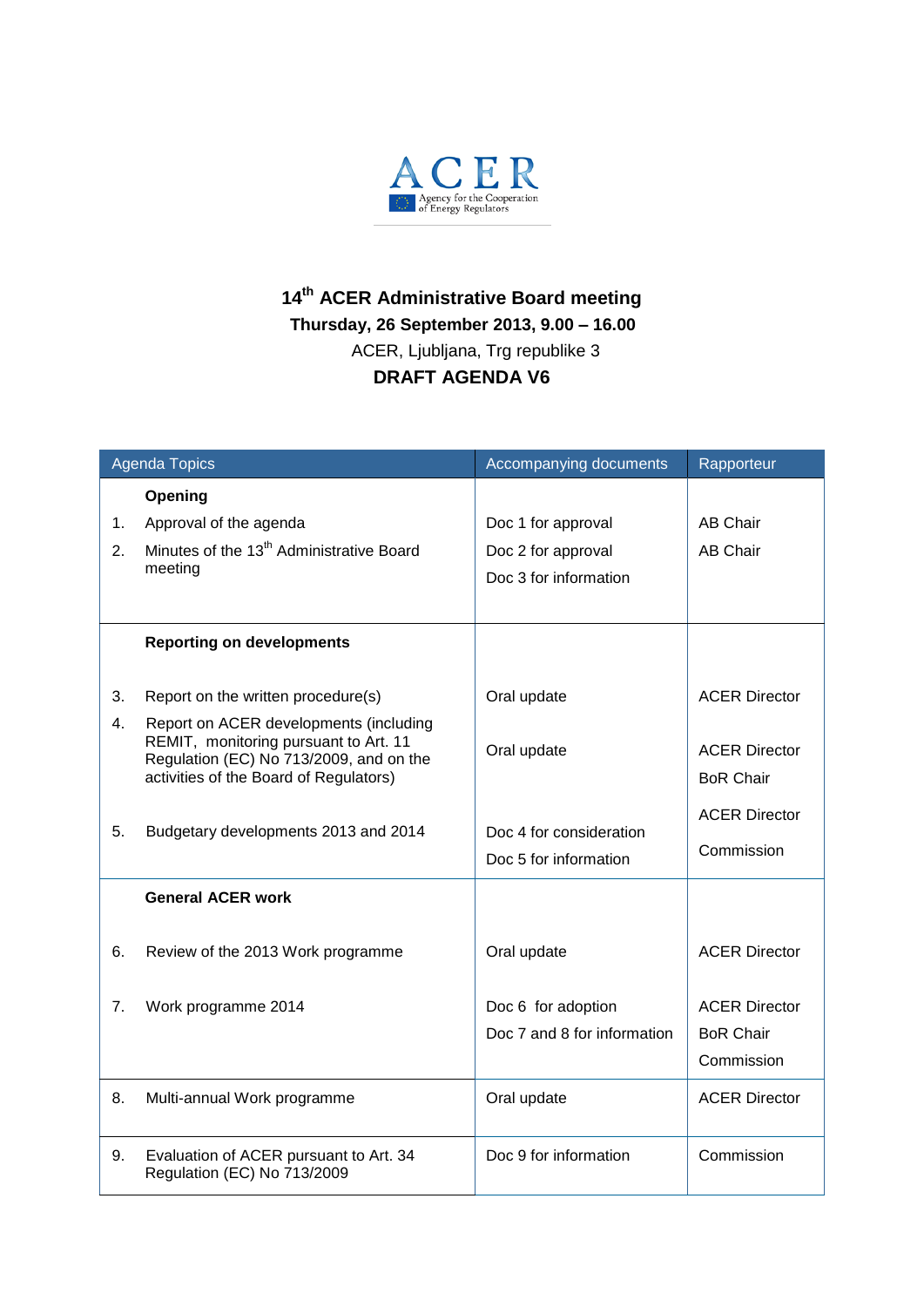ACER

Agency for the Cooperation of Energy Regulators

# 14th ACER Administrative Board meeting

**Thursday, 26 September 2013, 9.00 – 16.00**

ACER, Ljubljana, Trg republike 3

**DRAFT AGENDA V6**

| Agenda Topics | Accompanying documents | Rapporteur |
|---|---|---|
| **Opening** | | |
| 1. Approval of the agenda | Doc 1 for approval | AB Chair |
| 2. Minutes of the 13th Administrative Board meeting | Doc 2 for approval<br>Doc 3 for information | AB Chair |
| **Reporting on developments** | | |
| 3. Report on the written procedure(s) | Oral update | ACER Director |
| 4. Report on ACER developments (including REMIT, monitoring pursuant to Art. 11 Regulation (EC) No 713/2009, and on the activities of the Board of Regulators) | Oral update | ACER Director<br>BoR Chair |
| 5. Budgetary developments 2013 and 2014 | Doc 4 for consideration<br>Doc 5 for information | ACER Director<br>Commission |
| **General ACER work** | | |
| 6. Review of the 2013 Work programme | Oral update | ACER Director |
| 7. Work programme 2014 | Doc 6 for adoption<br>Doc 7 and 8 for information | ACER Director<br>BoR Chair<br>Commission |
| 8. Multi-annual Work programme | Oral update | ACER Director |
| 9. Evaluation of ACER pursuant to Art. 34 Regulation (EC) No 713/2009 | Doc 9 for information | Commission |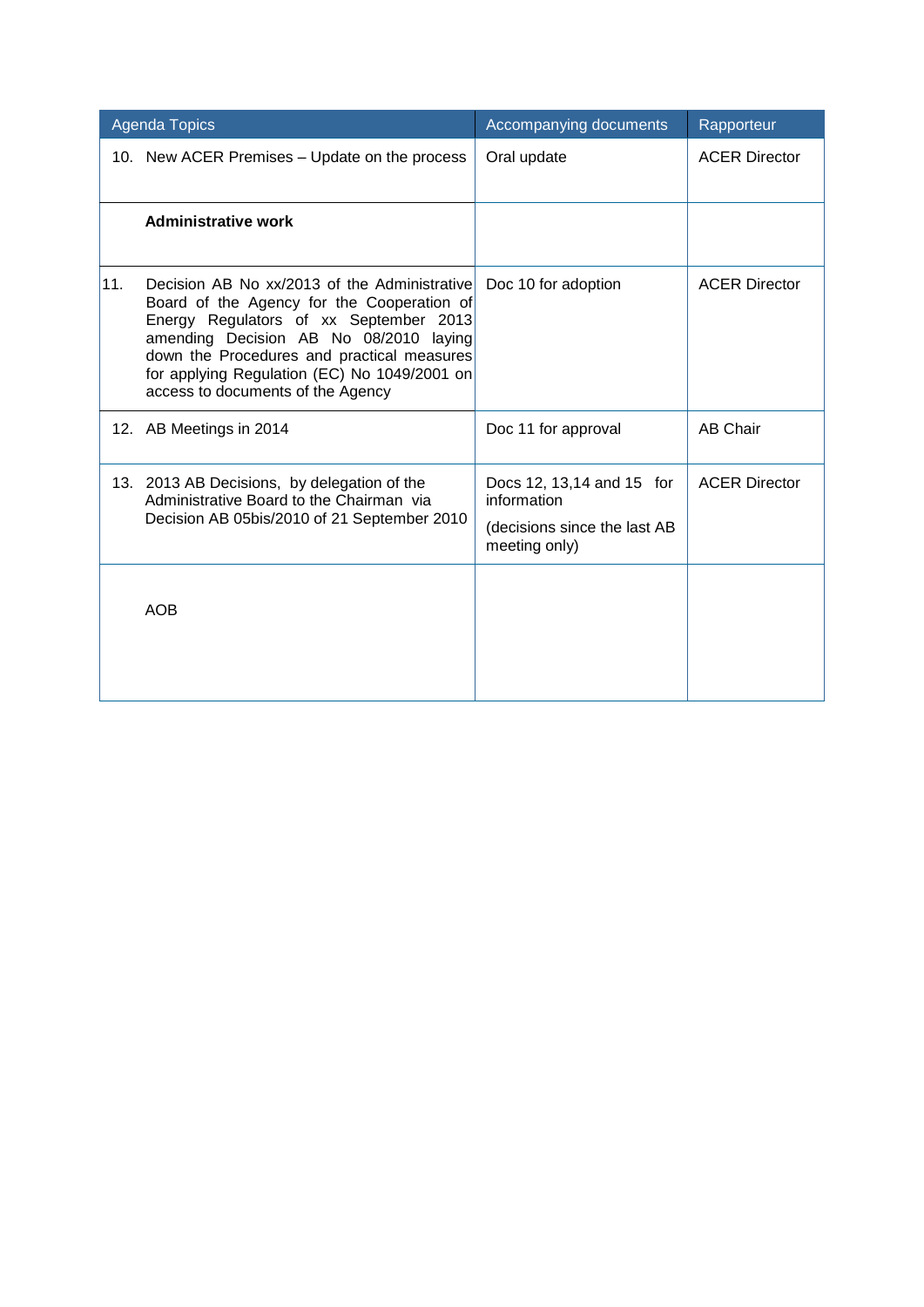| Agenda Topics | Accompanying documents | Rapporteur |
|---|---|---|
| 10. New ACER Premises – Update on the process | Oral update | ACER Director |
| **Administrative work** | | |
| 11. Decision AB No xx/2013 of the Administrative Board of the Agency for the Cooperation of Energy Regulators of xx September 2013 amending Decision AB No 08/2010 laying down the Procedures and practical measures for applying Regulation (EC) No 1049/2001 on access to documents of the Agency | Doc 10 for adoption | ACER Director |
| 12. AB Meetings in 2014 | Doc 11 for approval | AB Chair |
| 13. 2013 AB Decisions, by delegation of the Administrative Board to the Chairman via Decision AB 05bis/2010 of 21 September 2010 | Docs 12, 13,14 and 15 for information<br>(decisions since the last AB meeting only) | ACER Director |
| AOB | | |